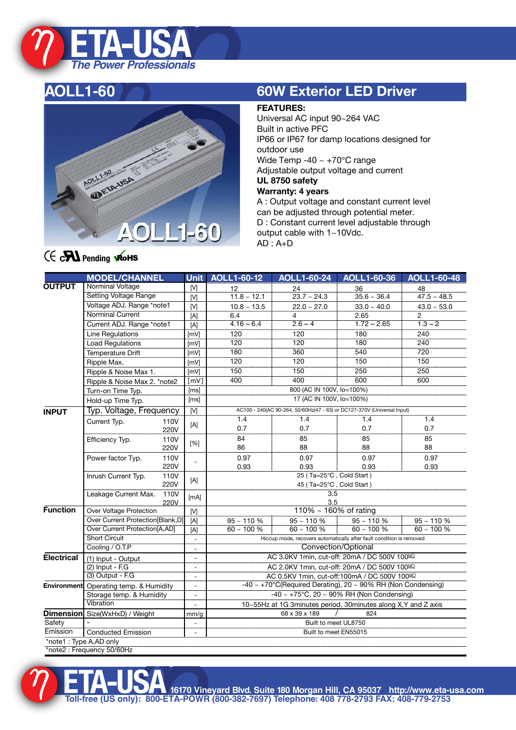# ETA-USA

*The Power Professionals*

## AOLL1-60

## 60W Exterior LED Driver

CE cRU Pending RoHS

**FEATURES:**

Universal AC input 90~264 VAC
Built in active PFC
IP66 or IP67 for damp locations designed for outdoor use
Wide Temp -40 ~ +70°C range
Adjustable output voltage and current
**UL 8750 safety**
**Warranty: 4 years**
A : Output voltage and constant current level can be adjusted through potential meter.
D : Constant current level adjustable through output cable with 1~10Vdc.
AD : A+D

| | MODEL/CHANNEL | | Unit | AOLL1-60-12 | AOLL1-60-24 | AOLL1-60-36 | AOLL1-60-48 |
|---|---|---|---|---|---|---|---|
| **OUTPUT** | Norminal Voltage | | [V] | 12 | 24 | 36 | 48 |
| | Setting Voltage Range | | [V] | 11.8 ~ 12.1 | 23.7 ~ 24.3 | 35.6 ~ 36.4 | 47.5 ~ 48.5 |
| | Voltage ADJ. Range *note1 | | [V] | 10.8 ~ 13.5 | 22.0 ~ 27.0 | 33.0 ~ 40.0 | 43.0 ~ 53.0 |
| | Norminal Current | | [A] | 6.4 | 4 | 2.65 | 2 |
| | Current ADJ. Range *note1 | | [A] | 4.16 ~ 6.4 | 2.6 ~ 4 | 1.72 ~ 2.65 | 1.3 ~ 2 |
| | Line Regulations | | [mV] | 120 | 120 | 180 | 240 |
| | Load Regulations | | [mV] | 120 | 120 | 180 | 240 |
| | Temperature Drift | | [mV] | 180 | 360 | 540 | 720 |
| | Ripple Max. | | [mV] | 120 | 120 | 150 | 150 |
| | Ripple & Noise Max 1. | | [mV] | 150 | 150 | 250 | 250 |
| | Ripple & Noise Max 2. *note2 | | [mV] | 400 | 400 | 600 | 600 |
| | Turn-on Time Typ. | | [ms] | 800 (AC IN 100V, Io=100%) | | | |
| | Hold-up Time Typ. | | [ms] | 17 (AC IN 100V, Io=100%) | | | |
| **INPUT** | Typ. Voltage, Frequency | | [V] | AC100 - 240(AC 90-264, 50/60Hz(47 - 63) or DC127-370V (Universal Input) | | | |
| | Current Typ. | 110V | [A] | 1.4 | 1.4 | 1.4 | 1.4 |
| | | 220V | | 0.7 | 0.7 | 0.7 | 0.7 |
| | Efficiency Typ. | 110V | [%] | 84 | 85 | 85 | 85 |
| | | 220V | | 86 | 88 | 88 | 88 |
| | Power factor Typ. | 110V | - | 0.97 | 0.97 | 0.97 | 0.97 |
| | | 220V | | 0.93 | 0.93 | 0.93 | 0.93 |
| | Inrush Current Typ. | 110V | [A] | 25 ( Ta=25°C , Cold Start ) | | | |
| | | 220V | | 45 ( Ta=25°C , Cold Start ) | | | |
| | Leakage Current Max. | 110V | [mA] | 3.5 | | | |
| | | 220V | | 3.5 | | | |
| **Function** | Over Voltage Protection | | [V] | 110% ~ 160% of rating | | | |
| | Over Current Protection[Blank,D] | | [A] | 95 ~ 110 % | 95 ~ 110 % | 95 ~ 110 % | 95 ~ 110 % |
| | Over Current Protection[A,AD] | | [A] | 60 ~ 100 % | 60 ~ 100 % | 60 ~ 100 % | 60 ~ 100 % |
| | Short Circuit | | - | Hiccup mode, recovers automatically after fault condition is removed | | | |
| | Cooling / O.T.P | | - | Convection/Optional | | | |
| **Electrical** | (1) Input - Output | | - | AC 3.0KV 1min, cut-off: 20mA / DC 500V 100MΩ | | | |
| | (2) Input - F.G | | - | AC 2.0KV 1min, cut-off: 20mA / DC 500V 100MΩ | | | |
| | (3) Output - F.G | | - | AC 0.5KV 1min, cut-off:100mA / DC 500V 100MΩ | | | |
| **Environment** | Operating temp. & Humidity | | - | -40 ~ +70°C(Required Derating), 20 ~ 90% RH (Non Condensing) | | | |
| | Storage temp. & Humidity | | - | -40 ~ +75°C, 20 ~ 90% RH (Non Condensing) | | | |
| | Vibration | | - | 10~55Hz at 1G 3minutes period, 30minutes along X,Y and Z axis | | | |
| **Dimension** | Size(WxHxD) / Weight | | mm/g | 68 x 39 x 189 / 824 | | | |
| Safety | - | | - | Built to meet UL8750 | | | |
| Emission | Conducted Emission | | - | Built to meet EN55015 | | | |

*note1 : Type A,AD only
*note2 : Frequency 50/60Hz

ETA-USA 16170 Vineyard Blvd. Suite 180 Morgan Hill, CA 95037 http://www.eta-usa.com
Toll-free (US only): 800-ETA-POWR (800-382-7697) Telephone: 408 778-2793 FAX: 408-779-2753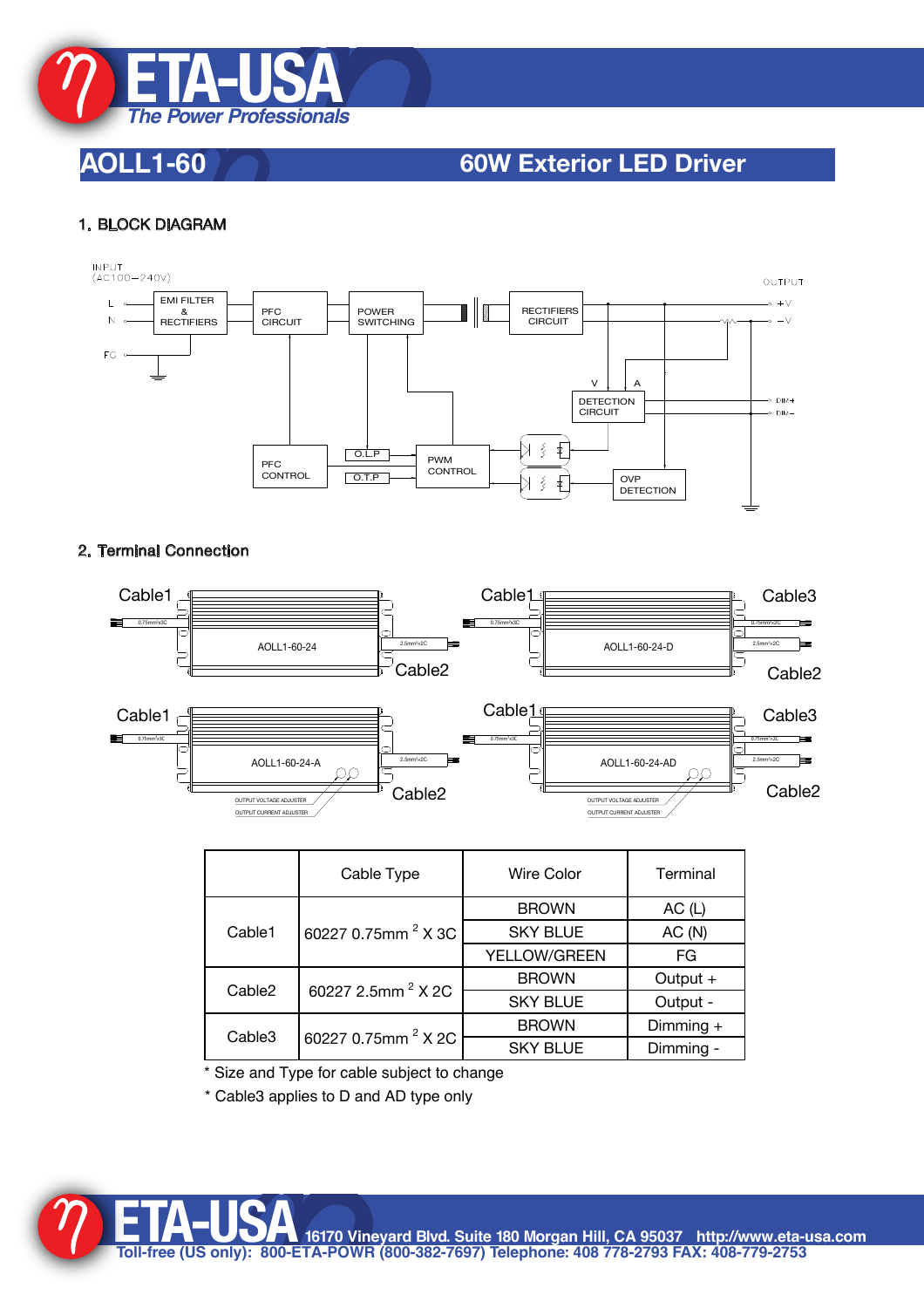# AOLL1-60 — 60W Exterior LED Driver

## 1. BLOCK DIAGRAM

INPUT (AC100−240V)

L, N, FG — EMI FILTER & RECTIFIERS — PFC CIRCUIT — POWER SWITCHING — RECTIFIERS CIRCUIT — OUTPUT +V, −V

DETECTION CIRCUIT (V, A) — DIM+, DIM−

PFC CONTROL, O.L.P, O.T.P, PWM CONTROL, OVP DETECTION

## 2. Terminal Connection

AOLL1-60-24: Cable1 (0.75mm²x3C), Cable2 (2.5mm²x2C)

AOLL1-60-24-D: Cable1 (0.75mm²x3C), Cable2 (2.5mm²x2C), Cable3 (0.75mm²x2C)

AOLL1-60-24-A: Cable1 (0.75mm²x3C), Cable2 (2.5mm²x2C), OUTPUT VOLTAGE ADJUSTER, OUTPUT CURRENT ADJUSTER

AOLL1-60-24-AD: Cable1 (0.75mm²x3C), Cable2 (2.5mm²x2C), Cable3 (0.75mm²x2C), OUTPUT VOLTAGE ADJUSTER, OUTPUT CURRENT ADJUSTER

| | Cable Type | Wire Color | Terminal |
|---|---|---|---|
| Cable1 | 60227 0.75mm$^2$ X 3C | BROWN | AC (L) |
| | | SKY BLUE | AC (N) |
| | | YELLOW/GREEN | FG |
| Cable2 | 60227 2.5mm$^2$ X 2C | BROWN | Output + |
| | | SKY BLUE | Output - |
| Cable3 | 60227 0.75mm$^2$ X 2C | BROWN | Dimming + |
| | | SKY BLUE | Dimming - |

* Size and Type for cable subject to change
* Cable3 applies to D and AD type only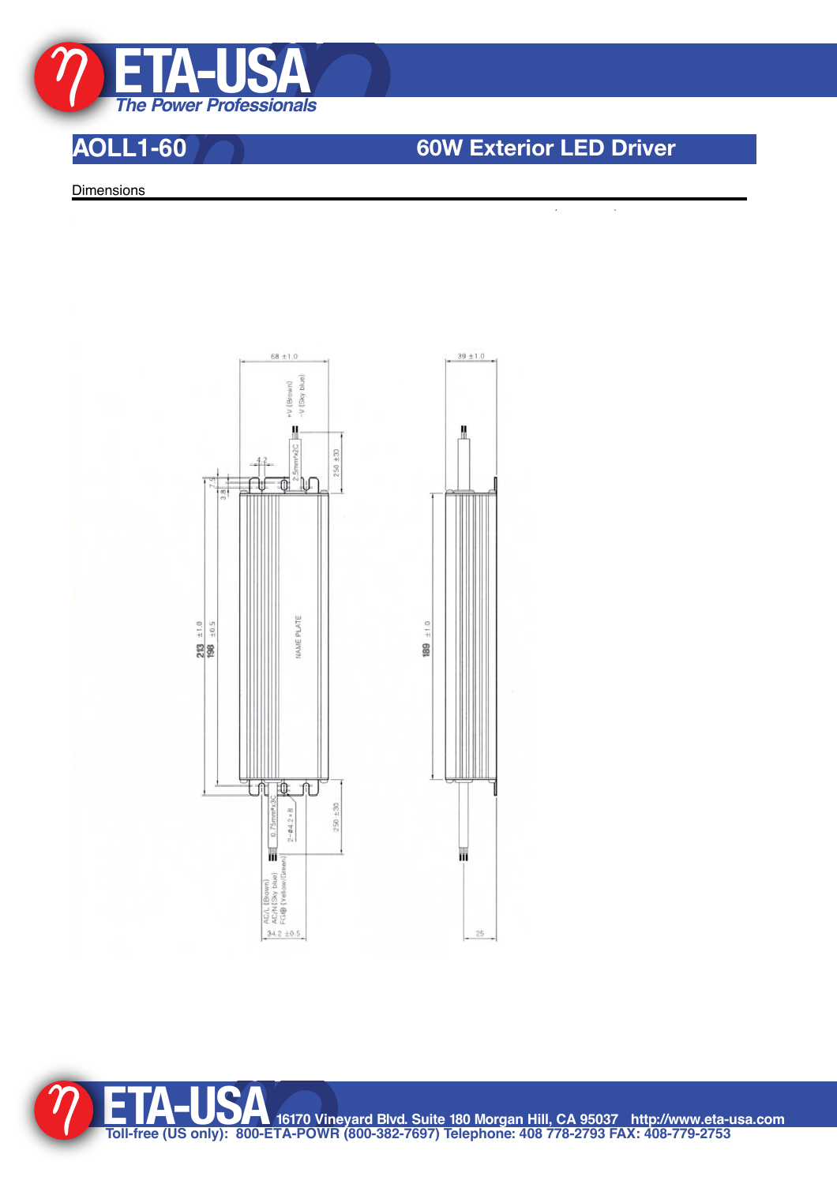# AOLL1-60 — 60W Exterior LED Driver

## Dimensions

68 ±1.0

39 ±1.0

+V (Brown)
-V (Sky blue)

2.5mm²x2C

250 ±30

4.2

7.5

3.8

213 ±1.0
198 ±0.5

NAME PLATE

189 ±1.0

0.75mm²x3C

2-ϕ4.2×8

250 ±30

AC/L (Brown)
AC/N (Sky blue)
FG⊕ (Yellow/Green)

34.2 ±0.5

25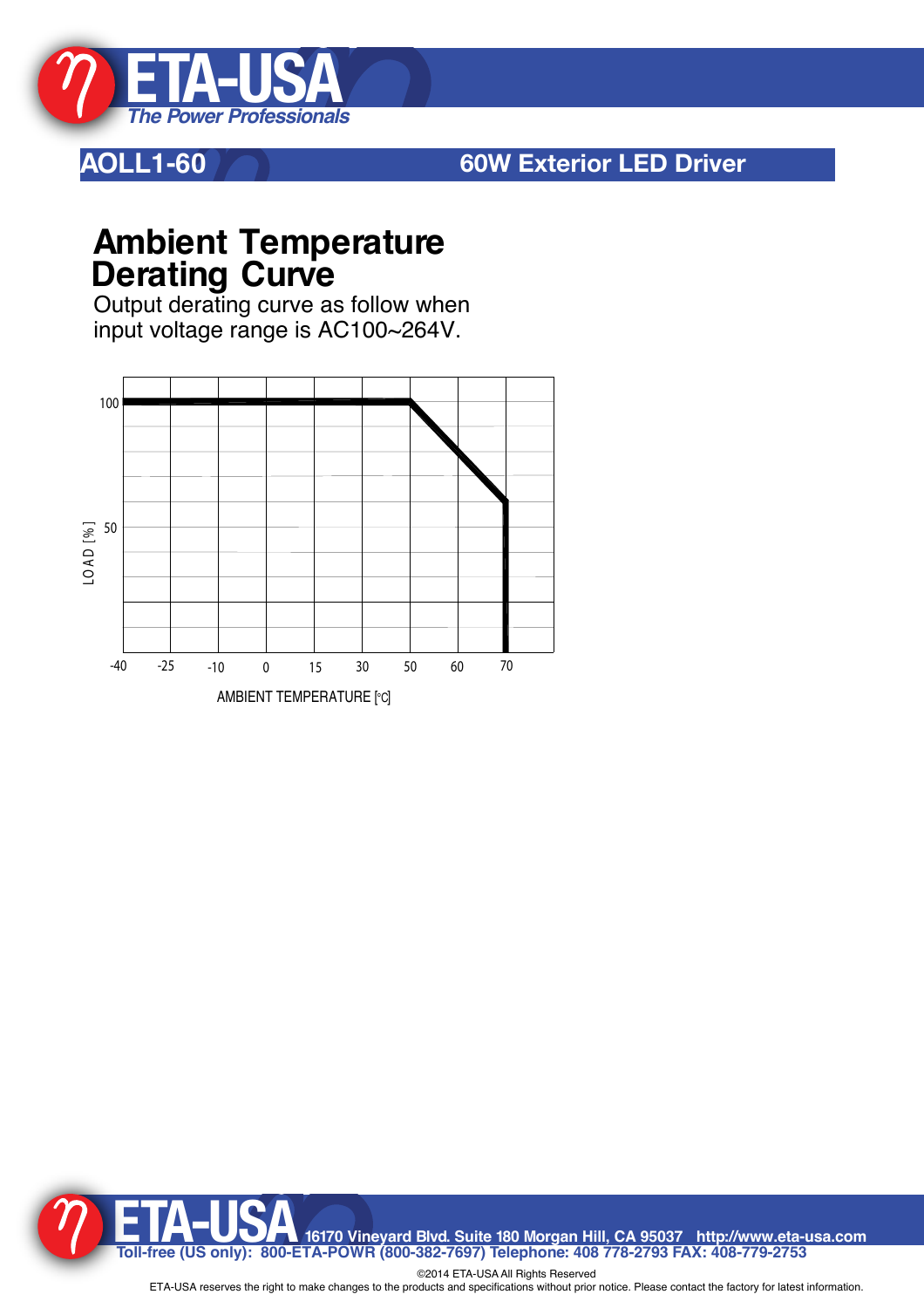# AOLL1-60 — 60W Exterior LED Driver

## Ambient Temperature Derating Curve

Output derating curve as follow when input voltage range is AC100~264V.

LOAD [%]

100

50

-40 -25 -10 0 15 30 50 60 70

AMBIENT TEMPERATURE [°C]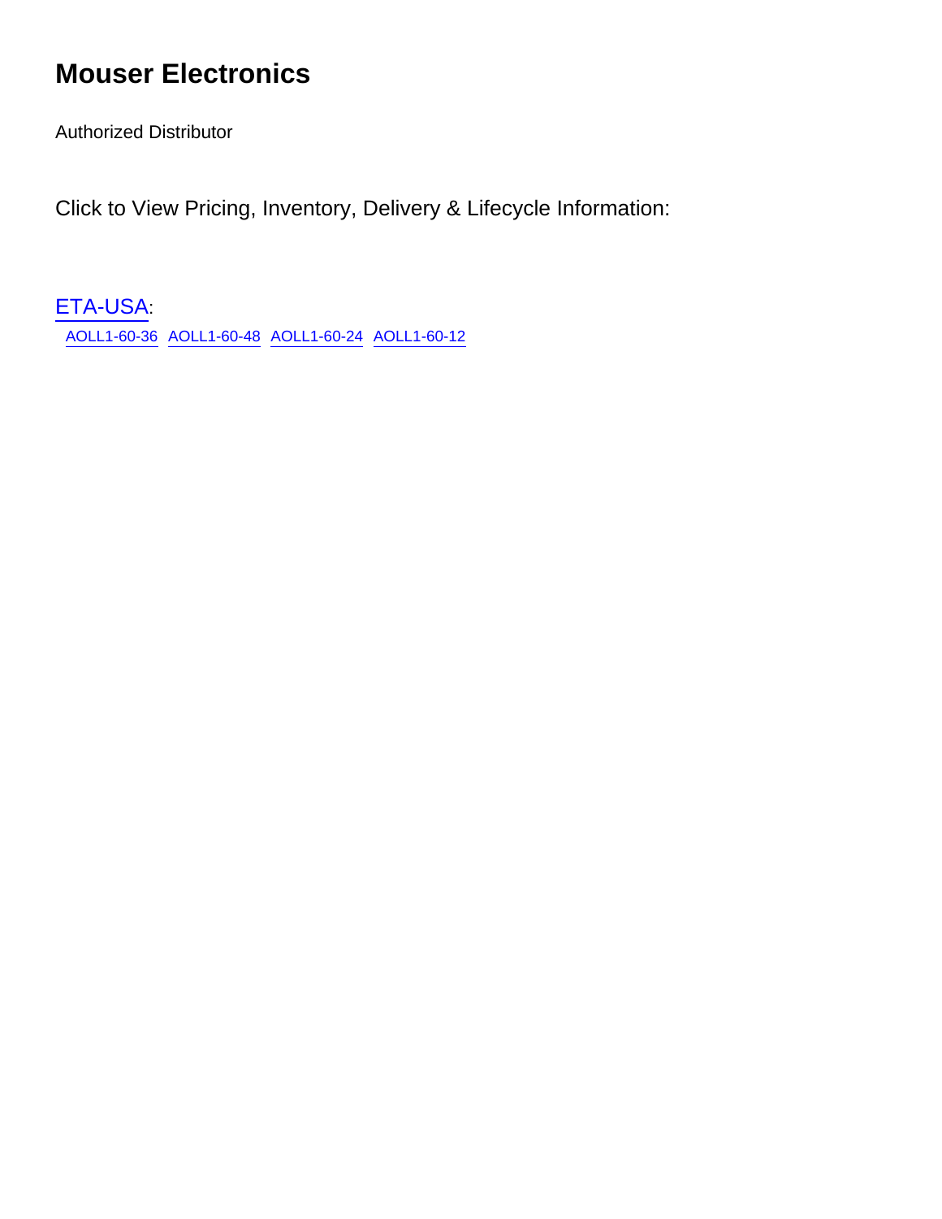# Mouser Electronics

Authorized Distributor

Click to View Pricing, Inventory, Delivery & Lifecycle Information:

ETA-USA:

AOLL1-60-36 AOLL1-60-48 AOLL1-60-24 AOLL1-60-12